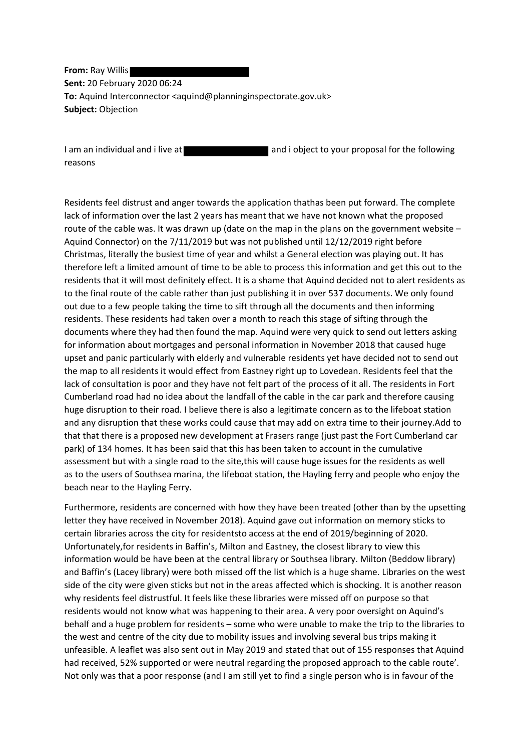**From:** Ray Willis
**Sent:** 20 February 2020 06:24
**To:** Aquind Interconnector <aquind@planninginspectorate.gov.uk>
**Subject:** Objection

I am an individual and i live at and i object to your proposal for the following reasons

Residents feel distrust and anger towards the application thathas been put forward. The complete lack of information over the last 2 years has meant that we have not known what the proposed route of the cable was. It was drawn up (date on the map in the plans on the government website – Aquind Connector) on the 7/11/2019 but was not published until 12/12/2019 right before Christmas, literally the busiest time of year and whilst a General election was playing out. It has therefore left a limited amount of time to be able to process this information and get this out to the residents that it will most definitely effect. It is a shame that Aquind decided not to alert residents as to the final route of the cable rather than just publishing it in over 537 documents. We only found out due to a few people taking the time to sift through all the documents and then informing residents. These residents had taken over a month to reach this stage of sifting through the documents where they had then found the map. Aquind were very quick to send out letters asking for information about mortgages and personal information in November 2018 that caused huge upset and panic particularly with elderly and vulnerable residents yet have decided not to send out the map to all residents it would effect from Eastney right up to Lovedean. Residents feel that the lack of consultation is poor and they have not felt part of the process of it all. The residents in Fort Cumberland road had no idea about the landfall of the cable in the car park and therefore causing huge disruption to their road. I believe there is also a legitimate concern as to the lifeboat station and any disruption that these works could cause that may add on extra time to their journey.Add to that that there is a proposed new development at Frasers range (just past the Fort Cumberland car park) of 134 homes. It has been said that this has been taken to account in the cumulative assessment but with a single road to the site,this will cause huge issues for the residents as well as to the users of Southsea marina, the lifeboat station, the Hayling ferry and people who enjoy the beach near to the Hayling Ferry.

Furthermore, residents are concerned with how they have been treated (other than by the upsetting letter they have received in November 2018). Aquind gave out information on memory sticks to certain libraries across the city for residentsto access at the end of 2019/beginning of 2020. Unfortunately,for residents in Baffin's, Milton and Eastney, the closest library to view this information would be have been at the central library or Southsea library. Milton (Beddow library) and Baffin's (Lacey library) were both missed off the list which is a huge shame. Libraries on the west side of the city were given sticks but not in the areas affected which is shocking. It is another reason why residents feel distrustful. It feels like these libraries were missed off on purpose so that residents would not know what was happening to their area. A very poor oversight on Aquind's behalf and a huge problem for residents – some who were unable to make the trip to the libraries to the west and centre of the city due to mobility issues and involving several bus trips making it unfeasible. A leaflet was also sent out in May 2019 and stated that out of 155 responses that Aquind had received, 52% supported or were neutral regarding the proposed approach to the cable route'. Not only was that a poor response (and I am still yet to find a single person who is in favour of the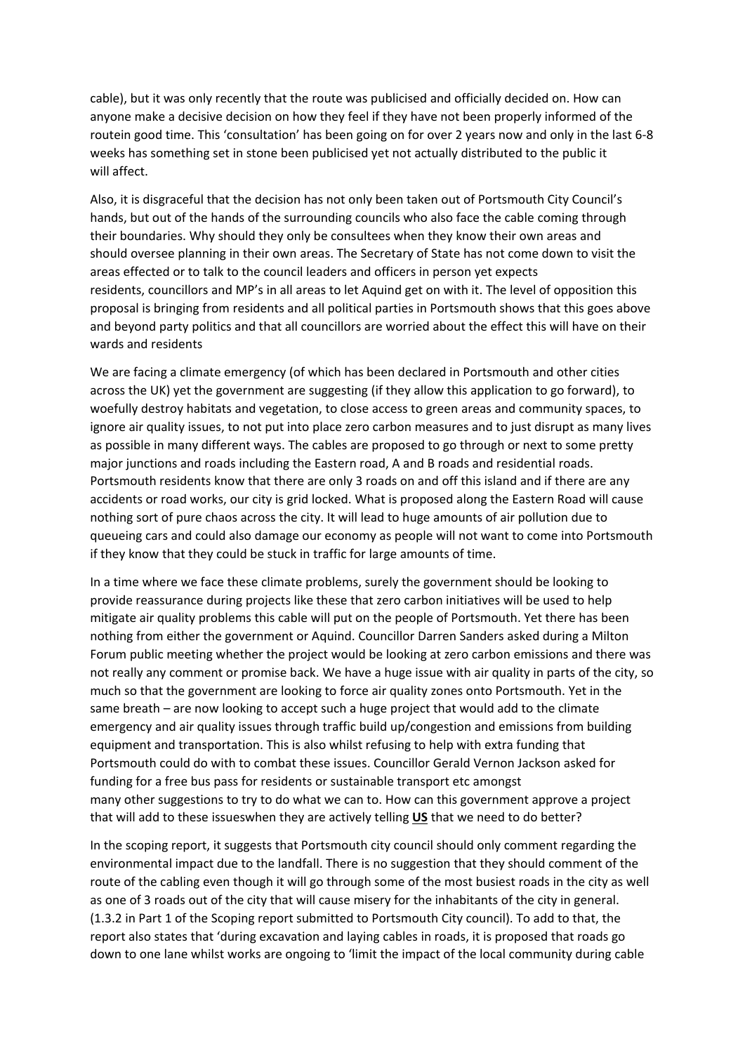cable), but it was only recently that the route was publicised and officially decided on. How can anyone make a decisive decision on how they feel if they have not been properly informed of the routein good time. This 'consultation' has been going on for over 2 years now and only in the last 6-8 weeks has something set in stone been publicised yet not actually distributed to the public it will affect.

Also, it is disgraceful that the decision has not only been taken out of Portsmouth City Council's hands, but out of the hands of the surrounding councils who also face the cable coming through their boundaries. Why should they only be consultees when they know their own areas and should oversee planning in their own areas. The Secretary of State has not come down to visit the areas effected or to talk to the council leaders and officers in person yet expects residents, councillors and MP's in all areas to let Aquind get on with it. The level of opposition this proposal is bringing from residents and all political parties in Portsmouth shows that this goes above and beyond party politics and that all councillors are worried about the effect this will have on their wards and residents

We are facing a climate emergency (of which has been declared in Portsmouth and other cities across the UK) yet the government are suggesting (if they allow this application to go forward), to woefully destroy habitats and vegetation, to close access to green areas and community spaces, to ignore air quality issues, to not put into place zero carbon measures and to just disrupt as many lives as possible in many different ways. The cables are proposed to go through or next to some pretty major junctions and roads including the Eastern road, A and B roads and residential roads. Portsmouth residents know that there are only 3 roads on and off this island and if there are any accidents or road works, our city is grid locked. What is proposed along the Eastern Road will cause nothing sort of pure chaos across the city. It will lead to huge amounts of air pollution due to queueing cars and could also damage our economy as people will not want to come into Portsmouth if they know that they could be stuck in traffic for large amounts of time.

In a time where we face these climate problems, surely the government should be looking to provide reassurance during projects like these that zero carbon initiatives will be used to help mitigate air quality problems this cable will put on the people of Portsmouth. Yet there has been nothing from either the government or Aquind. Councillor Darren Sanders asked during a Milton Forum public meeting whether the project would be looking at zero carbon emissions and there was not really any comment or promise back. We have a huge issue with air quality in parts of the city, so much so that the government are looking to force air quality zones onto Portsmouth. Yet in the same breath – are now looking to accept such a huge project that would add to the climate emergency and air quality issues through traffic build up/congestion and emissions from building equipment and transportation. This is also whilst refusing to help with extra funding that Portsmouth could do with to combat these issues. Councillor Gerald Vernon Jackson asked for funding for a free bus pass for residents or sustainable transport etc amongst many other suggestions to try to do what we can to. How can this government approve a project that will add to these issueswhen they are actively telling **<u>US</u>** that we need to do better?

In the scoping report, it suggests that Portsmouth city council should only comment regarding the environmental impact due to the landfall. There is no suggestion that they should comment of the route of the cabling even though it will go through some of the most busiest roads in the city as well as one of 3 roads out of the city that will cause misery for the inhabitants of the city in general. (1.3.2 in Part 1 of the Scoping report submitted to Portsmouth City council). To add to that, the report also states that 'during excavation and laying cables in roads, it is proposed that roads go down to one lane whilst works are ongoing to 'limit the impact of the local community during cable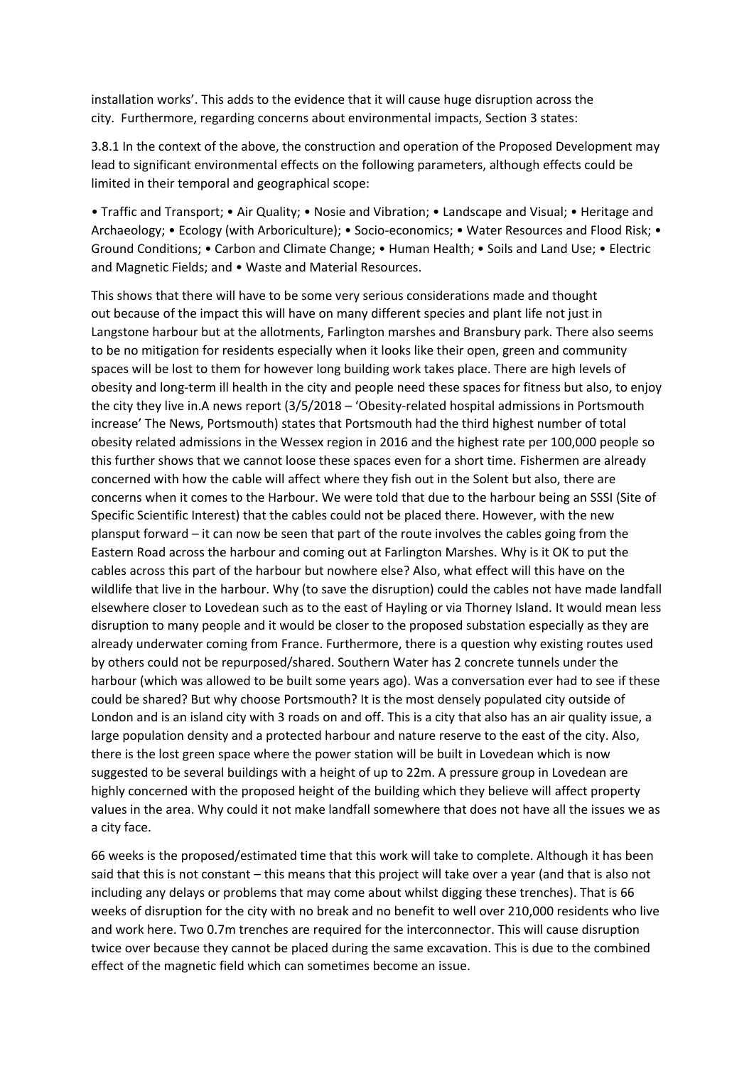installation works'. This adds to the evidence that it will cause huge disruption across the city. Furthermore, regarding concerns about environmental impacts, Section 3 states:

3.8.1 In the context of the above, the construction and operation of the Proposed Development may lead to significant environmental effects on the following parameters, although effects could be limited in their temporal and geographical scope:

• Traffic and Transport; • Air Quality; • Nosie and Vibration; • Landscape and Visual; • Heritage and Archaeology; • Ecology (with Arboriculture); • Socio-economics; • Water Resources and Flood Risk; • Ground Conditions; • Carbon and Climate Change; • Human Health; • Soils and Land Use; • Electric and Magnetic Fields; and • Waste and Material Resources.

This shows that there will have to be some very serious considerations made and thought out because of the impact this will have on many different species and plant life not just in Langstone harbour but at the allotments, Farlington marshes and Bransbury park. There also seems to be no mitigation for residents especially when it looks like their open, green and community spaces will be lost to them for however long building work takes place. There are high levels of obesity and long-term ill health in the city and people need these spaces for fitness but also, to enjoy the city they live in.A news report (3/5/2018 – 'Obesity-related hospital admissions in Portsmouth increase' The News, Portsmouth) states that Portsmouth had the third highest number of total obesity related admissions in the Wessex region in 2016 and the highest rate per 100,000 people so this further shows that we cannot loose these spaces even for a short time. Fishermen are already concerned with how the cable will affect where they fish out in the Solent but also, there are concerns when it comes to the Harbour. We were told that due to the harbour being an SSSI (Site of Specific Scientific Interest) that the cables could not be placed there. However, with the new plansput forward – it can now be seen that part of the route involves the cables going from the Eastern Road across the harbour and coming out at Farlington Marshes. Why is it OK to put the cables across this part of the harbour but nowhere else? Also, what effect will this have on the wildlife that live in the harbour. Why (to save the disruption) could the cables not have made landfall elsewhere closer to Lovedean such as to the east of Hayling or via Thorney Island. It would mean less disruption to many people and it would be closer to the proposed substation especially as they are already underwater coming from France. Furthermore, there is a question why existing routes used by others could not be repurposed/shared. Southern Water has 2 concrete tunnels under the harbour (which was allowed to be built some years ago). Was a conversation ever had to see if these could be shared? But why choose Portsmouth? It is the most densely populated city outside of London and is an island city with 3 roads on and off. This is a city that also has an air quality issue, a large population density and a protected harbour and nature reserve to the east of the city. Also, there is the lost green space where the power station will be built in Lovedean which is now suggested to be several buildings with a height of up to 22m. A pressure group in Lovedean are highly concerned with the proposed height of the building which they believe will affect property values in the area. Why could it not make landfall somewhere that does not have all the issues we as a city face.

66 weeks is the proposed/estimated time that this work will take to complete. Although it has been said that this is not constant – this means that this project will take over a year (and that is also not including any delays or problems that may come about whilst digging these trenches). That is 66 weeks of disruption for the city with no break and no benefit to well over 210,000 residents who live and work here. Two 0.7m trenches are required for the interconnector. This will cause disruption twice over because they cannot be placed during the same excavation. This is due to the combined effect of the magnetic field which can sometimes become an issue.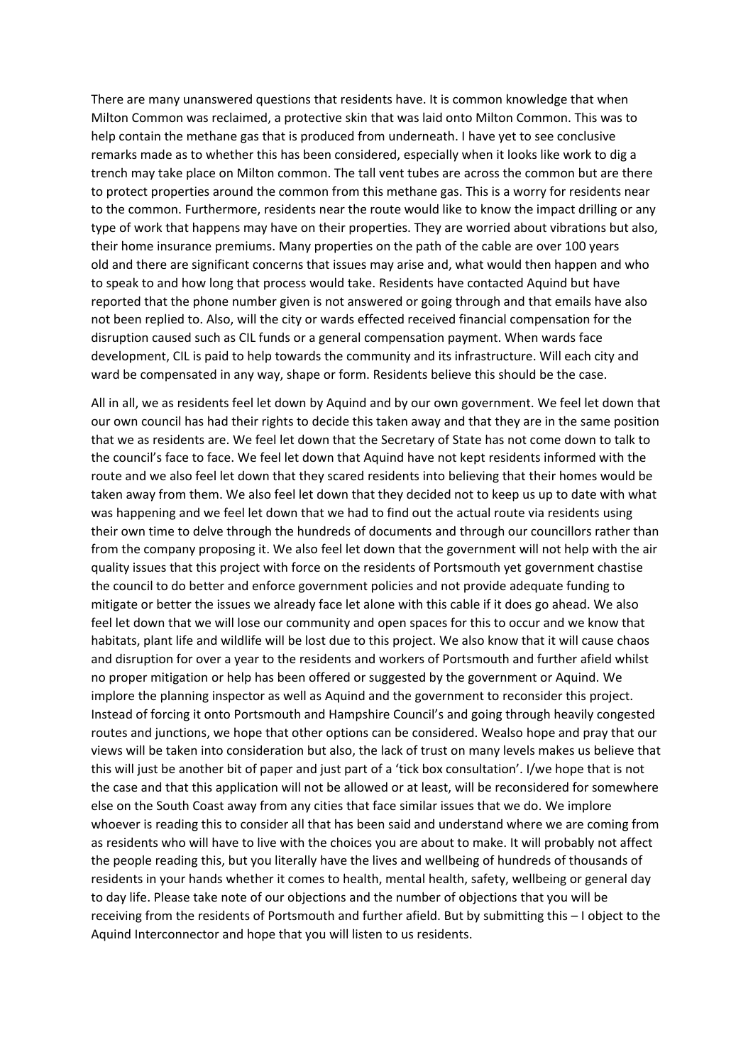There are many unanswered questions that residents have. It is common knowledge that when Milton Common was reclaimed, a protective skin that was laid onto Milton Common. This was to help contain the methane gas that is produced from underneath. I have yet to see conclusive remarks made as to whether this has been considered, especially when it looks like work to dig a trench may take place on Milton common. The tall vent tubes are across the common but are there to protect properties around the common from this methane gas. This is a worry for residents near to the common. Furthermore, residents near the route would like to know the impact drilling or any type of work that happens may have on their properties. They are worried about vibrations but also, their home insurance premiums. Many properties on the path of the cable are over 100 years old and there are significant concerns that issues may arise and, what would then happen and who to speak to and how long that process would take. Residents have contacted Aquind but have reported that the phone number given is not answered or going through and that emails have also not been replied to. Also, will the city or wards effected received financial compensation for the disruption caused such as CIL funds or a general compensation payment. When wards face development, CIL is paid to help towards the community and its infrastructure. Will each city and ward be compensated in any way, shape or form. Residents believe this should be the case.

All in all, we as residents feel let down by Aquind and by our own government. We feel let down that our own council has had their rights to decide this taken away and that they are in the same position that we as residents are. We feel let down that the Secretary of State has not come down to talk to the council's face to face. We feel let down that Aquind have not kept residents informed with the route and we also feel let down that they scared residents into believing that their homes would be taken away from them. We also feel let down that they decided not to keep us up to date with what was happening and we feel let down that we had to find out the actual route via residents using their own time to delve through the hundreds of documents and through our councillors rather than from the company proposing it. We also feel let down that the government will not help with the air quality issues that this project with force on the residents of Portsmouth yet government chastise the council to do better and enforce government policies and not provide adequate funding to mitigate or better the issues we already face let alone with this cable if it does go ahead. We also feel let down that we will lose our community and open spaces for this to occur and we know that habitats, plant life and wildlife will be lost due to this project. We also know that it will cause chaos and disruption for over a year to the residents and workers of Portsmouth and further afield whilst no proper mitigation or help has been offered or suggested by the government or Aquind. We implore the planning inspector as well as Aquind and the government to reconsider this project. Instead of forcing it onto Portsmouth and Hampshire Council's and going through heavily congested routes and junctions, we hope that other options can be considered. Wealso hope and pray that our views will be taken into consideration but also, the lack of trust on many levels makes us believe that this will just be another bit of paper and just part of a 'tick box consultation'. I/we hope that is not the case and that this application will not be allowed or at least, will be reconsidered for somewhere else on the South Coast away from any cities that face similar issues that we do. We implore whoever is reading this to consider all that has been said and understand where we are coming from as residents who will have to live with the choices you are about to make. It will probably not affect the people reading this, but you literally have the lives and wellbeing of hundreds of thousands of residents in your hands whether it comes to health, mental health, safety, wellbeing or general day to day life. Please take note of our objections and the number of objections that you will be receiving from the residents of Portsmouth and further afield. But by submitting this – I object to the Aquind Interconnector and hope that you will listen to us residents.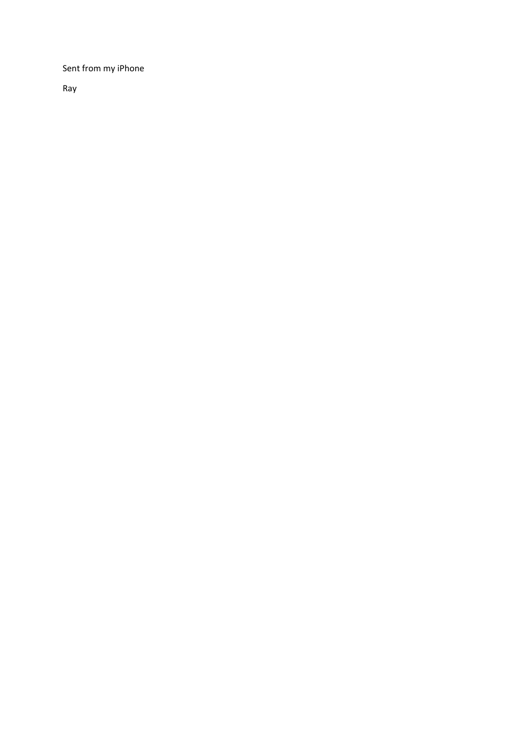Sent from my iPhone

Ray